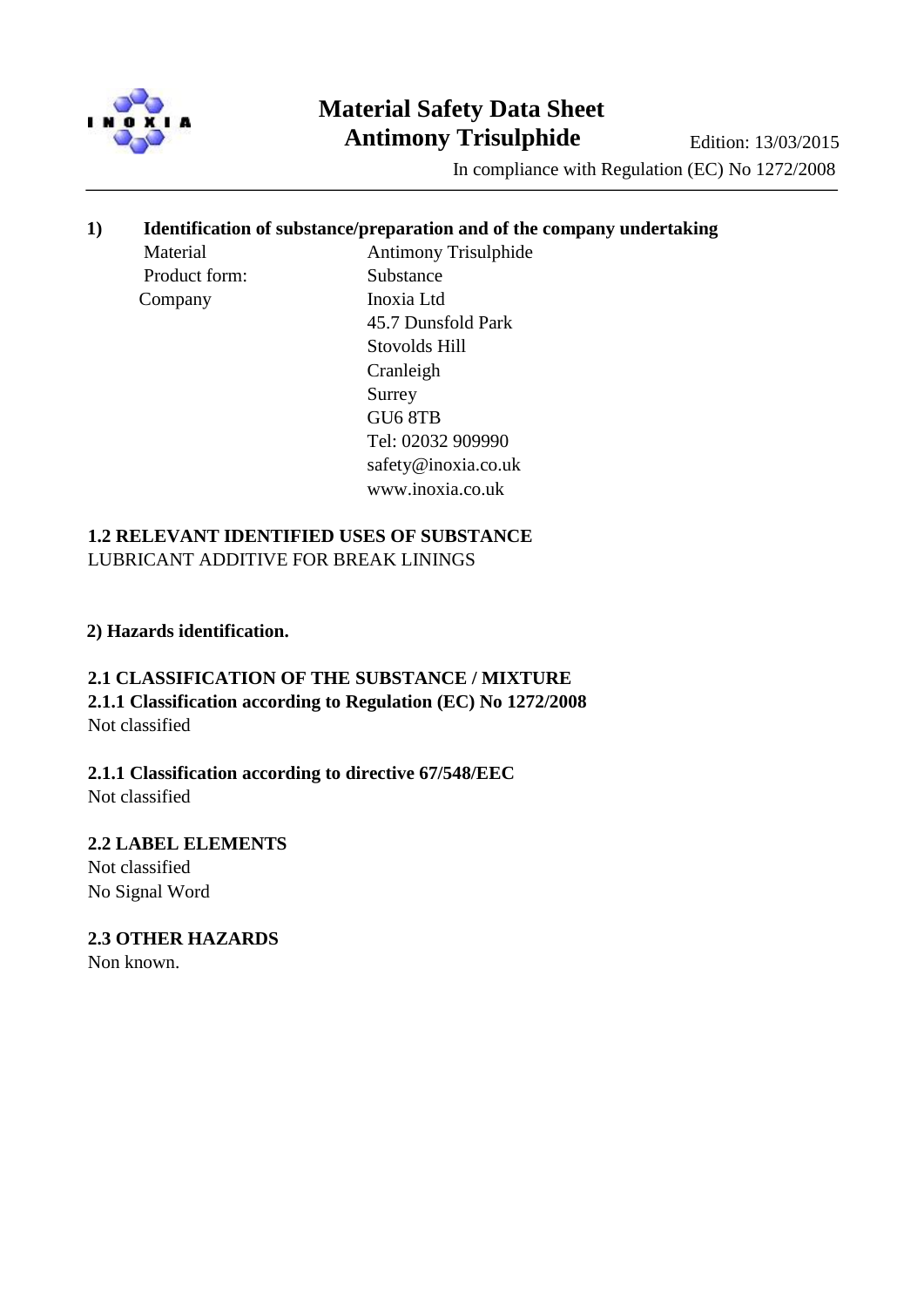# Material Safety Data Sheet
# Antimony Trisulphide

Edition: 13/03/2015

In compliance with Regulation (EC) No 1272/2008

## 1) Identification of substance/preparation and of the company undertaking

| | |
|---|---|
| Material | Antimony Trisulphide |
| Product form: | Substance |
| Company | Inoxia Ltd<br>45.7 Dunsfold Park<br>Stovolds Hill<br>Cranleigh<br>Surrey<br>GU6 8TB<br>Tel: 02032 909990<br>safety@inoxia.co.uk<br>www.inoxia.co.uk |

### 1.2 RELEVANT IDENTIFIED USES OF SUBSTANCE

LUBRICANT ADDITIVE FOR BREAK LININGS

## 2) Hazards identification.

### 2.1 CLASSIFICATION OF THE SUBSTANCE / MIXTURE

#### 2.1.1 Classification according to Regulation (EC) No 1272/2008

Not classified

#### 2.1.1 Classification according to directive 67/548/EEC

Not classified

### 2.2 LABEL ELEMENTS

Not classified

No Signal Word

### 2.3 OTHER HAZARDS

Non known.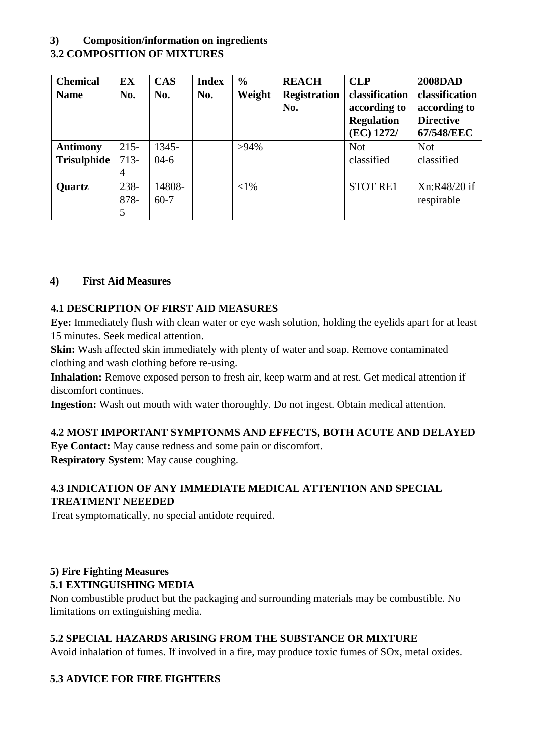### 3) Composition/information on ingredients

### 3.2 COMPOSITION OF MIXTURES

| Chemical Name | EX No. | CAS No. | Index No. | % Weight | REACH Registration No. | CLP classification according to Regulation (EC) 1272/ | 2008DAD classification according to Directive 67/548/EEC |
|---|---|---|---|---|---|---|---|
| **Antimony Trisulphide** | 215-713-4 | 1345-04-6 | | >94% | | Not classified | Not classified |
| **Quartz** | 238-878-5 | 14808-60-7 | | <1% | | STOT RE1 | Xn:R48/20 if respirable |

### 4) First Aid Measures

#### 4.1 DESCRIPTION OF FIRST AID MEASURES

**Eye:** Immediately flush with clean water or eye wash solution, holding the eyelids apart for at least 15 minutes. Seek medical attention.

**Skin:** Wash affected skin immediately with plenty of water and soap. Remove contaminated clothing and wash clothing before re-using.

**Inhalation:** Remove exposed person to fresh air, keep warm and at rest. Get medical attention if discomfort continues.

**Ingestion:** Wash out mouth with water thoroughly. Do not ingest. Obtain medical attention.

#### 4.2 MOST IMPORTANT SYMPTONMS AND EFFECTS, BOTH ACUTE AND DELAYED

**Eye Contact:** May cause redness and some pain or discomfort.

**Respiratory System**: May cause coughing.

#### 4.3 INDICATION OF ANY IMMEDIATE MEDICAL ATTENTION AND SPECIAL TREATMENT NEEEDED

Treat symptomatically, no special antidote required.

### 5) Fire Fighting Measures

#### 5.1 EXTINGUISHING MEDIA

Non combustible product but the packaging and surrounding materials may be combustible. No limitations on extinguishing media.

#### 5.2 SPECIAL HAZARDS ARISING FROM THE SUBSTANCE OR MIXTURE

Avoid inhalation of fumes. If involved in a fire, may produce toxic fumes of SOx, metal oxides.

#### 5.3 ADVICE FOR FIRE FIGHTERS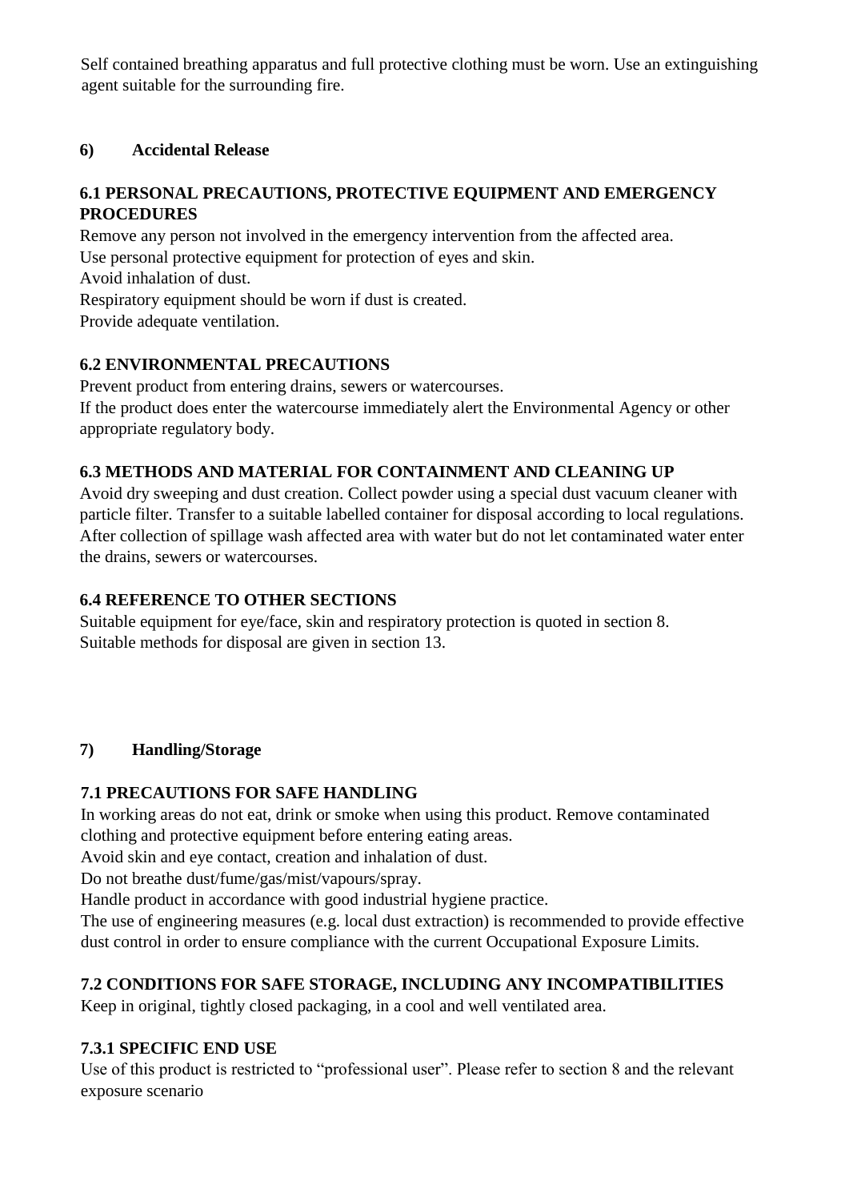Self contained breathing apparatus and full protective clothing must be worn. Use an extinguishing agent suitable for the surrounding fire.

## 6) Accidental Release

### 6.1 PERSONAL PRECAUTIONS, PROTECTIVE EQUIPMENT AND EMERGENCY PROCEDURES

Remove any person not involved in the emergency intervention from the affected area.
Use personal protective equipment for protection of eyes and skin.
Avoid inhalation of dust.
Respiratory equipment should be worn if dust is created.
Provide adequate ventilation.

### 6.2 ENVIRONMENTAL PRECAUTIONS

Prevent product from entering drains, sewers or watercourses.
If the product does enter the watercourse immediately alert the Environmental Agency or other appropriate regulatory body.

### 6.3 METHODS AND MATERIAL FOR CONTAINMENT AND CLEANING UP

Avoid dry sweeping and dust creation. Collect powder using a special dust vacuum cleaner with particle filter. Transfer to a suitable labelled container for disposal according to local regulations. After collection of spillage wash affected area with water but do not let contaminated water enter the drains, sewers or watercourses.

### 6.4 REFERENCE TO OTHER SECTIONS

Suitable equipment for eye/face, skin and respiratory protection is quoted in section 8.
Suitable methods for disposal are given in section 13.

## 7) Handling/Storage

### 7.1 PRECAUTIONS FOR SAFE HANDLING

In working areas do not eat, drink or smoke when using this product. Remove contaminated clothing and protective equipment before entering eating areas.
Avoid skin and eye contact, creation and inhalation of dust.
Do not breathe dust/fume/gas/mist/vapours/spray.
Handle product in accordance with good industrial hygiene practice.
The use of engineering measures (e.g. local dust extraction) is recommended to provide effective dust control in order to ensure compliance with the current Occupational Exposure Limits.

### 7.2 CONDITIONS FOR SAFE STORAGE, INCLUDING ANY INCOMPATIBILITIES

Keep in original, tightly closed packaging, in a cool and well ventilated area.

### 7.3.1 SPECIFIC END USE

Use of this product is restricted to "professional user". Please refer to section 8 and the relevant exposure scenario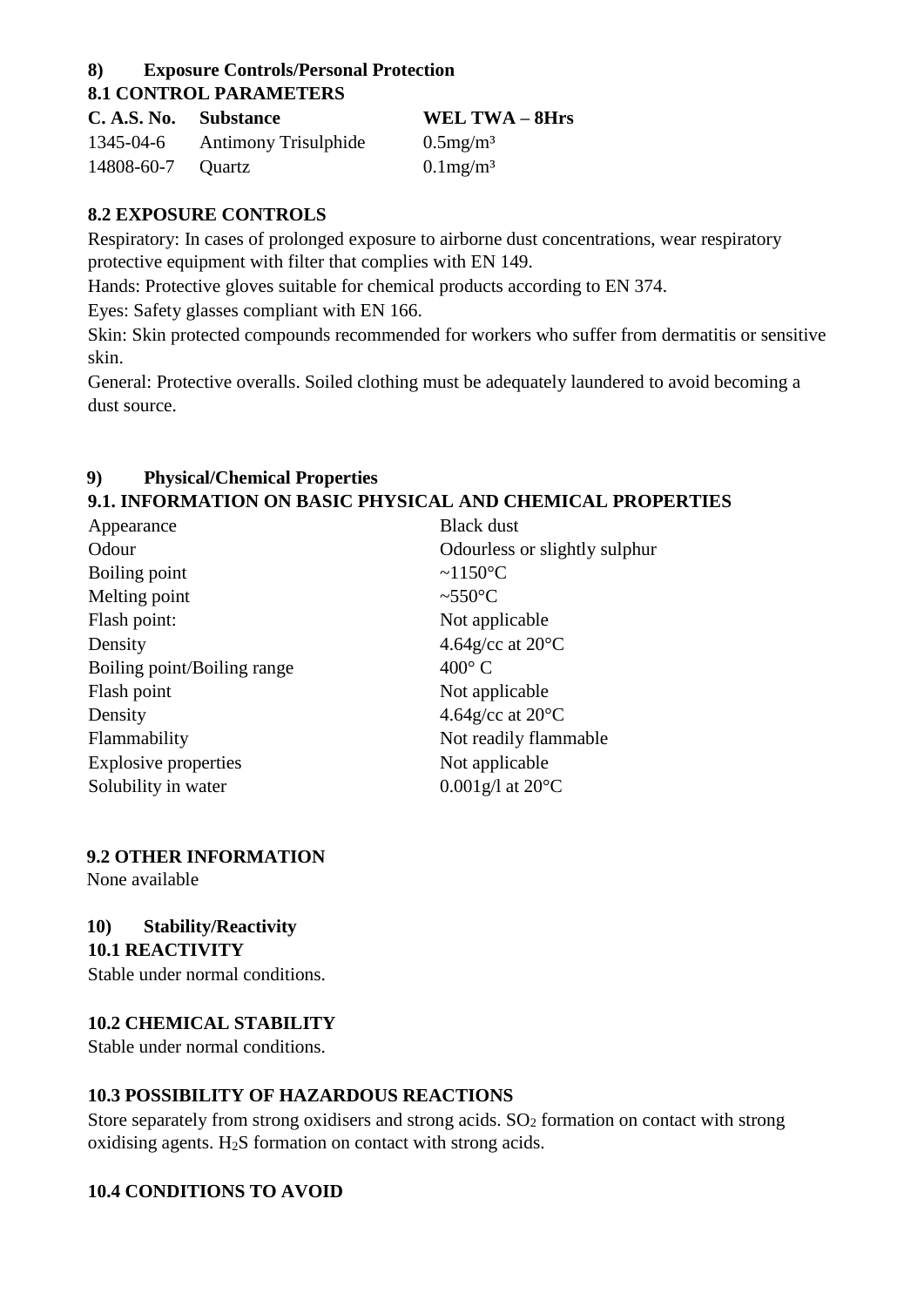## 8) Exposure Controls/Personal Protection

### 8.1 CONTROL PARAMETERS

| C. A.S. No. | Substance | WEL TWA – 8Hrs |
|---|---|---|
| 1345-04-6 | Antimony Trisulphide | 0.5mg/m³ |
| 14808-60-7 | Quartz | 0.1mg/m³ |

### 8.2 EXPOSURE CONTROLS

Respiratory: In cases of prolonged exposure to airborne dust concentrations, wear respiratory protective equipment with filter that complies with EN 149.

Hands: Protective gloves suitable for chemical products according to EN 374.

Eyes: Safety glasses compliant with EN 166.

Skin: Skin protected compounds recommended for workers who suffer from dermatitis or sensitive skin.

General: Protective overalls. Soiled clothing must be adequately laundered to avoid becoming a dust source.

## 9) Physical/Chemical Properties

### 9.1. INFORMATION ON BASIC PHYSICAL AND CHEMICAL PROPERTIES

| | |
|---|---|
| Appearance | Black dust |
| Odour | Odourless or slightly sulphur |
| Boiling point | ~1150°C |
| Melting point | ~550°C |
| Flash point: | Not applicable |
| Density | 4.64g/cc at 20°C |
| Boiling point/Boiling range | 400° C |
| Flash point | Not applicable |
| Density | 4.64g/cc at 20°C |
| Flammability | Not readily flammable |
| Explosive properties | Not applicable |
| Solubility in water | 0.001g/l at 20°C |

### 9.2 OTHER INFORMATION

None available

## 10) Stability/Reactivity

### 10.1 REACTIVITY

Stable under normal conditions.

### 10.2 CHEMICAL STABILITY

Stable under normal conditions.

### 10.3 POSSIBILITY OF HAZARDOUS REACTIONS

Store separately from strong oxidisers and strong acids. $SO_2$ formation on contact with strong oxidising agents. $H_2S$ formation on contact with strong acids.

### 10.4 CONDITIONS TO AVOID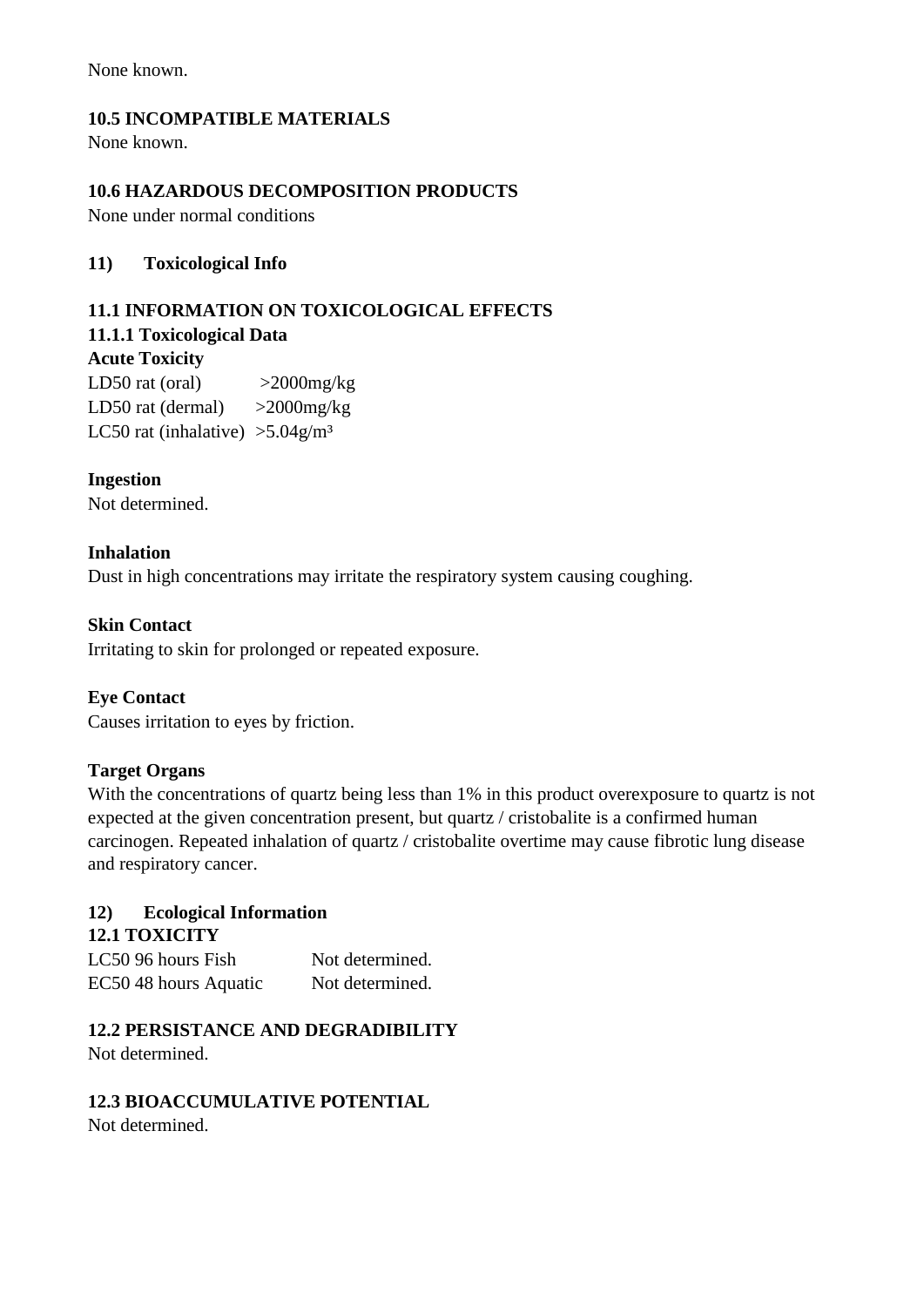None known.

**10.5 INCOMPATIBLE MATERIALS**
None known.

**10.6 HAZARDOUS DECOMPOSITION PRODUCTS**
None under normal conditions

## 11) Toxicological Info

**11.1 INFORMATION ON TOXICOLOGICAL EFFECTS**
**11.1.1 Toxicological Data**
**Acute Toxicity**

| | |
|---|---|
| LD50 rat (oral) | >2000mg/kg |
| LD50 rat (dermal) | >2000mg/kg |
| LC50 rat (inhalative) | >5.04g/m³ |

**Ingestion**
Not determined.

**Inhalation**
Dust in high concentrations may irritate the respiratory system causing coughing.

**Skin Contact**
Irritating to skin for prolonged or repeated exposure.

**Eye Contact**
Causes irritation to eyes by friction.

**Target Organs**
With the concentrations of quartz being less than 1% in this product overexposure to quartz is not expected at the given concentration present, but quartz / cristobalite is a confirmed human carcinogen. Repeated inhalation of quartz / cristobalite overtime may cause fibrotic lung disease and respiratory cancer.

## 12) Ecological Information

**12.1 TOXICITY**

| | |
|---|---|
| LC50 96 hours Fish | Not determined. |
| EC50 48 hours Aquatic | Not determined. |

**12.2 PERSISTANCE AND DEGRADIBILITY**
Not determined.

**12.3 BIOACCUMULATIVE POTENTIAL**
Not determined.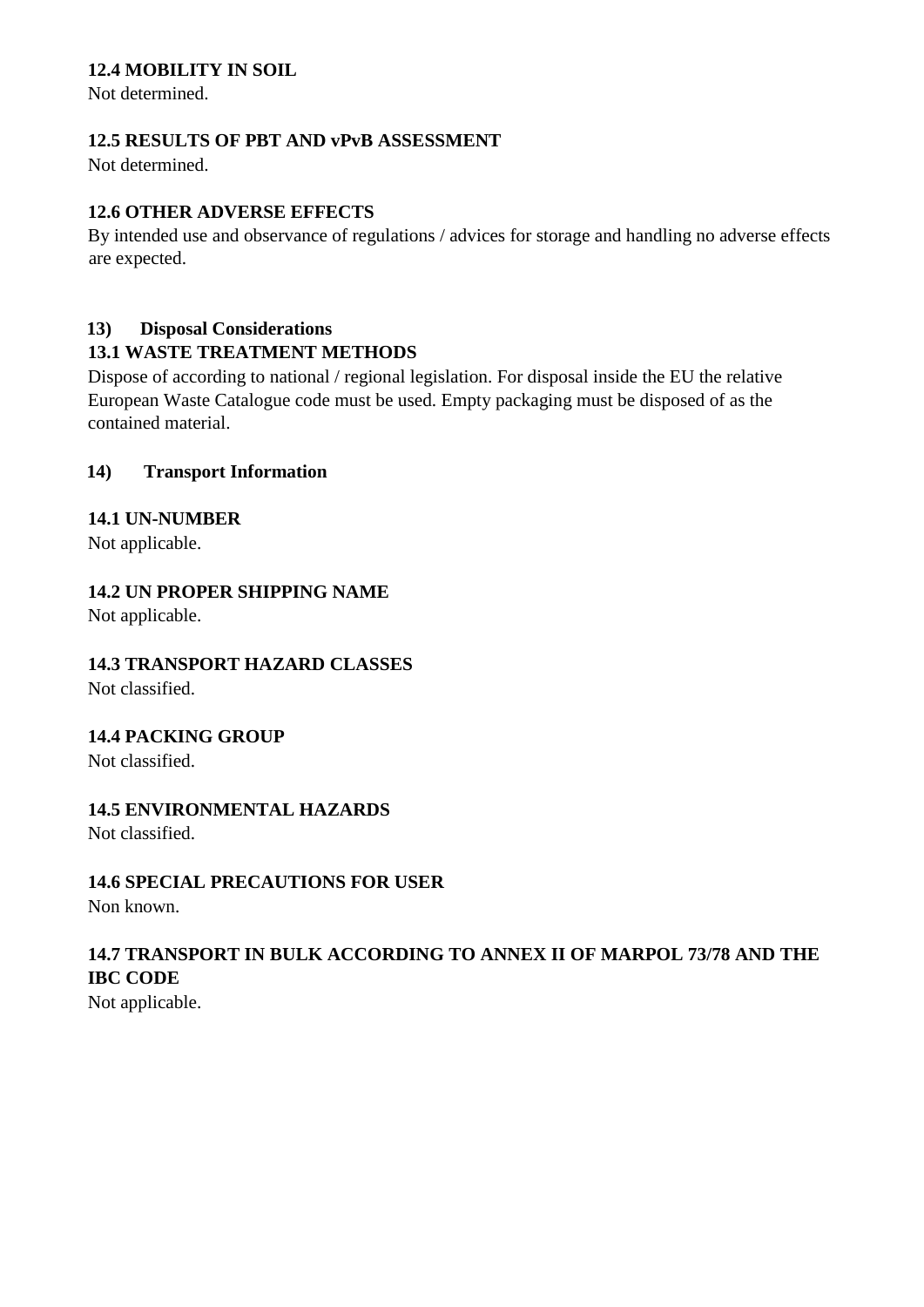### 12.4 MOBILITY IN SOIL

Not determined.

### 12.5 RESULTS OF PBT AND vPvB ASSESSMENT

Not determined.

### 12.6 OTHER ADVERSE EFFECTS

By intended use and observance of regulations / advices for storage and handling no adverse effects are expected.

## 13) Disposal Considerations

### 13.1 WASTE TREATMENT METHODS

Dispose of according to national / regional legislation. For disposal inside the EU the relative European Waste Catalogue code must be used. Empty packaging must be disposed of as the contained material.

## 14) Transport Information

### 14.1 UN-NUMBER

Not applicable.

### 14.2 UN PROPER SHIPPING NAME

Not applicable.

### 14.3 TRANSPORT HAZARD CLASSES

Not classified.

### 14.4 PACKING GROUP

Not classified.

### 14.5 ENVIRONMENTAL HAZARDS

Not classified.

### 14.6 SPECIAL PRECAUTIONS FOR USER

Non known.

### 14.7 TRANSPORT IN BULK ACCORDING TO ANNEX II OF MARPOL 73/78 AND THE IBC CODE

Not applicable.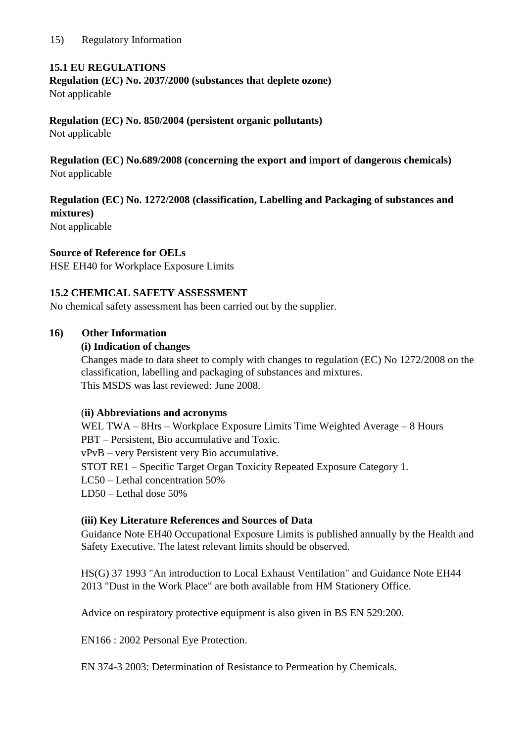## 15) Regulatory Information

### 15.1 EU REGULATIONS

**Regulation (EC) No. 2037/2000 (substances that deplete ozone)**
Not applicable

**Regulation (EC) No. 850/2004 (persistent organic pollutants)**
Not applicable

**Regulation (EC) No.689/2008 (concerning the export and import of dangerous chemicals)**
Not applicable

**Regulation (EC) No. 1272/2008 (classification, Labelling and Packaging of substances and mixtures)**
Not applicable

**Source of Reference for OELs**
HSE EH40 for Workplace Exposure Limits

### 15.2 CHEMICAL SAFETY ASSESSMENT

No chemical safety assessment has been carried out by the supplier.

## 16) Other Information

**(i) Indication of changes**

Changes made to data sheet to comply with changes to regulation (EC) No 1272/2008 on the classification, labelling and packaging of substances and mixtures.
This MSDS was last reviewed: June 2008.

**(ii) Abbreviations and acronyms**

WEL TWA – 8Hrs – Workplace Exposure Limits Time Weighted Average – 8 Hours
PBT – Persistent, Bio accumulative and Toxic.
vPvB – very Persistent very Bio accumulative.
STOT RE1 – Specific Target Organ Toxicity Repeated Exposure Category 1.
LC50 – Lethal concentration 50%
LD50 – Lethal dose 50%

**(iii) Key Literature References and Sources of Data**

Guidance Note EH40 Occupational Exposure Limits is published annually by the Health and Safety Executive. The latest relevant limits should be observed.

HS(G) 37 1993 "An introduction to Local Exhaust Ventilation" and Guidance Note EH44 2013 "Dust in the Work Place" are both available from HM Stationery Office.

Advice on respiratory protective equipment is also given in BS EN 529:200.

EN166 : 2002 Personal Eye Protection.

EN 374-3 2003: Determination of Resistance to Permeation by Chemicals.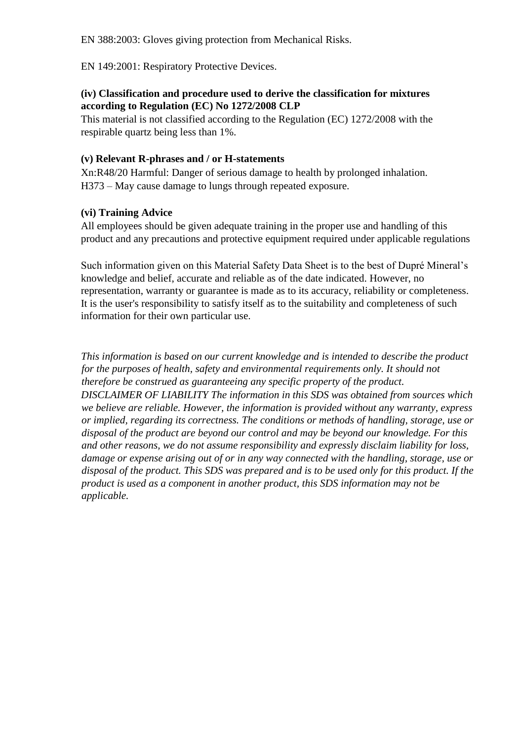EN 388:2003: Gloves giving protection from Mechanical Risks.

EN 149:2001: Respiratory Protective Devices.

**(iv) Classification and procedure used to derive the classification for mixtures according to Regulation (EC) No 1272/2008 CLP**

This material is not classified according to the Regulation (EC) 1272/2008 with the respirable quartz being less than 1%.

**(v) Relevant R-phrases and / or H-statements**

Xn:R48/20 Harmful: Danger of serious damage to health by prolonged inhalation.
H373 – May cause damage to lungs through repeated exposure.

**(vi) Training Advice**

All employees should be given adequate training in the proper use and handling of this product and any precautions and protective equipment required under applicable regulations

Such information given on this Material Safety Data Sheet is to the best of Dupré Mineral's knowledge and belief, accurate and reliable as of the date indicated. However, no representation, warranty or guarantee is made as to its accuracy, reliability or completeness. It is the user's responsibility to satisfy itself as to the suitability and completeness of such information for their own particular use.

*This information is based on our current knowledge and is intended to describe the product for the purposes of health, safety and environmental requirements only. It should not therefore be construed as guaranteeing any specific property of the product. DISCLAIMER OF LIABILITY The information in this SDS was obtained from sources which we believe are reliable. However, the information is provided without any warranty, express or implied, regarding its correctness. The conditions or methods of handling, storage, use or disposal of the product are beyond our control and may be beyond our knowledge. For this and other reasons, we do not assume responsibility and expressly disclaim liability for loss, damage or expense arising out of or in any way connected with the handling, storage, use or disposal of the product. This SDS was prepared and is to be used only for this product. If the product is used as a component in another product, this SDS information may not be applicable.*